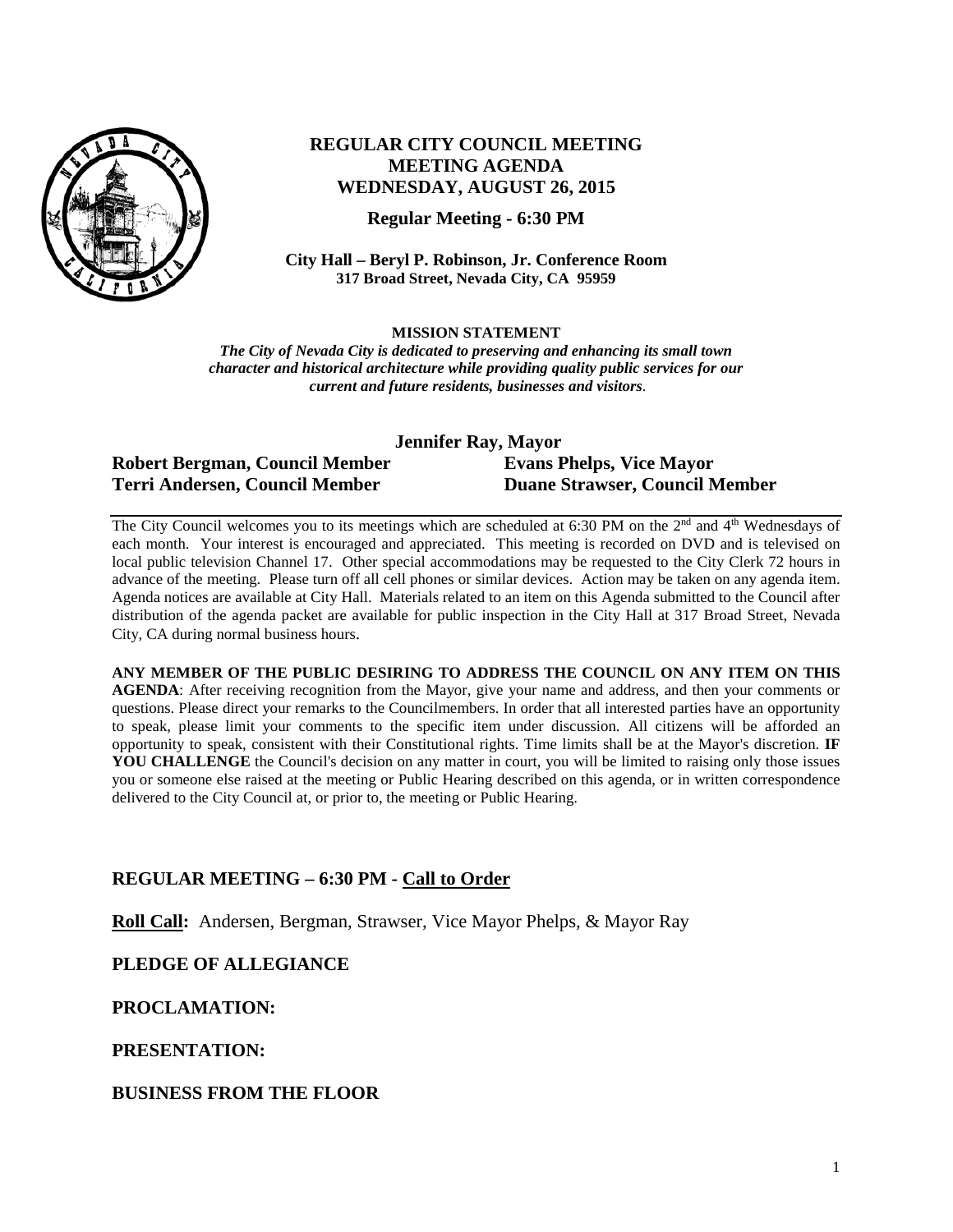# REGULAR CITY COUNCIL MEETING
# MEETING AGENDA
# WEDNESDAY, AUGUST 26, 2015

**Regular Meeting - 6:30 PM**

**City Hall – Beryl P. Robinson, Jr. Conference Room**
**317 Broad Street, Nevada City, CA 95959**

**MISSION STATEMENT**

***The City of Nevada City is dedicated to preserving and enhancing its small town character and historical architecture while providing quality public services for our current and future residents, businesses and visitors.***

**Jennifer Ray, Mayor**

**Robert Bergman, Council Member**
**Evans Phelps, Vice Mayor**
**Terri Andersen, Council Member**
**Duane Strawser, Council Member**

The City Council welcomes you to its meetings which are scheduled at 6:30 PM on the 2nd and 4th Wednesdays of each month. Your interest is encouraged and appreciated. This meeting is recorded on DVD and is televised on local public television Channel 17. Other special accommodations may be requested to the City Clerk 72 hours in advance of the meeting. Please turn off all cell phones or similar devices. Action may be taken on any agenda item. Agenda notices are available at City Hall. Materials related to an item on this Agenda submitted to the Council after distribution of the agenda packet are available for public inspection in the City Hall at 317 Broad Street, Nevada City, CA during normal business hours.

**ANY MEMBER OF THE PUBLIC DESIRING TO ADDRESS THE COUNCIL ON ANY ITEM ON THIS AGENDA**: After receiving recognition from the Mayor, give your name and address, and then your comments or questions. Please direct your remarks to the Councilmembers. In order that all interested parties have an opportunity to speak, please limit your comments to the specific item under discussion. All citizens will be afforded an opportunity to speak, consistent with their Constitutional rights. Time limits shall be at the Mayor's discretion. **IF YOU CHALLENGE** the Council's decision on any matter in court, you will be limited to raising only those issues you or someone else raised at the meeting or Public Hearing described on this agenda, or in written correspondence delivered to the City Council at, or prior to, the meeting or Public Hearing.

## REGULAR MEETING – 6:30 PM - Call to Order

**Roll Call:** Andersen, Bergman, Strawser, Vice Mayor Phelps, & Mayor Ray

## PLEDGE OF ALLEGIANCE

## PROCLAMATION:

## PRESENTATION:

## BUSINESS FROM THE FLOOR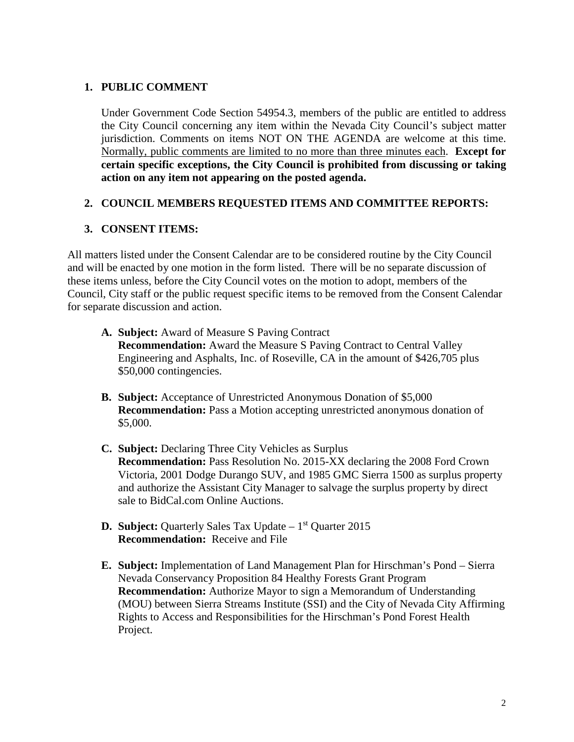## 1. PUBLIC COMMENT

Under Government Code Section 54954.3, members of the public are entitled to address the City Council concerning any item within the Nevada City Council's subject matter jurisdiction. Comments on items NOT ON THE AGENDA are welcome at this time. Normally, public comments are limited to no more than three minutes each. **Except for certain specific exceptions, the City Council is prohibited from discussing or taking action on any item not appearing on the posted agenda.**

## 2. COUNCIL MEMBERS REQUESTED ITEMS AND COMMITTEE REPORTS:

## 3. CONSENT ITEMS:

All matters listed under the Consent Calendar are to be considered routine by the City Council and will be enacted by one motion in the form listed. There will be no separate discussion of these items unless, before the City Council votes on the motion to adopt, members of the Council, City staff or the public request specific items to be removed from the Consent Calendar for separate discussion and action.

**A. Subject:** Award of Measure S Paving Contract
**Recommendation:** Award the Measure S Paving Contract to Central Valley Engineering and Asphalts, Inc. of Roseville, CA in the amount of $426,705 plus $50,000 contingencies.

**B. Subject:** Acceptance of Unrestricted Anonymous Donation of $5,000
**Recommendation:** Pass a Motion accepting unrestricted anonymous donation of $5,000.

**C. Subject:** Declaring Three City Vehicles as Surplus
**Recommendation:** Pass Resolution No. 2015-XX declaring the 2008 Ford Crown Victoria, 2001 Dodge Durango SUV, and 1985 GMC Sierra 1500 as surplus property and authorize the Assistant City Manager to salvage the surplus property by direct sale to BidCal.com Online Auctions.

**D. Subject:** Quarterly Sales Tax Update – 1st Quarter 2015
**Recommendation:** Receive and File

**E. Subject:** Implementation of Land Management Plan for Hirschman's Pond – Sierra Nevada Conservancy Proposition 84 Healthy Forests Grant Program
**Recommendation:** Authorize Mayor to sign a Memorandum of Understanding (MOU) between Sierra Streams Institute (SSI) and the City of Nevada City Affirming Rights to Access and Responsibilities for the Hirschman's Pond Forest Health Project.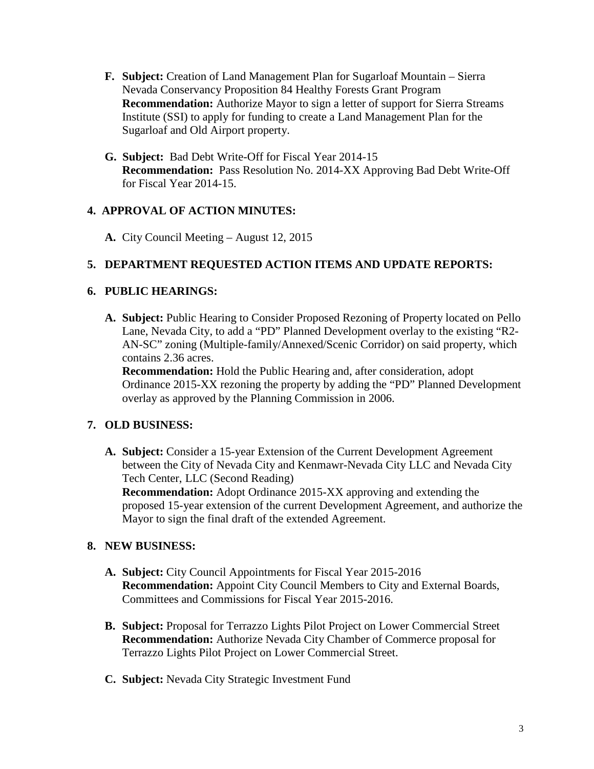F. **Subject:** Creation of Land Management Plan for Sugarloaf Mountain – Sierra Nevada Conservancy Proposition 84 Healthy Forests Grant Program
   **Recommendation:** Authorize Mayor to sign a letter of support for Sierra Streams Institute (SSI) to apply for funding to create a Land Management Plan for the Sugarloaf and Old Airport property.

G. **Subject:** Bad Debt Write-Off for Fiscal Year 2014-15
   **Recommendation:** Pass Resolution No. 2014-XX Approving Bad Debt Write-Off for Fiscal Year 2014-15.

## 4. APPROVAL OF ACTION MINUTES:

A. City Council Meeting – August 12, 2015

## 5. DEPARTMENT REQUESTED ACTION ITEMS AND UPDATE REPORTS:

## 6. PUBLIC HEARINGS:

A. **Subject:** Public Hearing to Consider Proposed Rezoning of Property located on Pello Lane, Nevada City, to add a "PD" Planned Development overlay to the existing "R2-AN-SC" zoning (Multiple-family/Annexed/Scenic Corridor) on said property, which contains 2.36 acres.
   **Recommendation:** Hold the Public Hearing and, after consideration, adopt Ordinance 2015-XX rezoning the property by adding the "PD" Planned Development overlay as approved by the Planning Commission in 2006.

## 7. OLD BUSINESS:

A. **Subject:** Consider a 15-year Extension of the Current Development Agreement between the City of Nevada City and Kenmawr-Nevada City LLC and Nevada City Tech Center, LLC (Second Reading)
   **Recommendation:** Adopt Ordinance 2015-XX approving and extending the proposed 15-year extension of the current Development Agreement, and authorize the Mayor to sign the final draft of the extended Agreement.

## 8. NEW BUSINESS:

A. **Subject:** City Council Appointments for Fiscal Year 2015-2016
   **Recommendation:** Appoint City Council Members to City and External Boards, Committees and Commissions for Fiscal Year 2015-2016.

B. **Subject:** Proposal for Terrazzo Lights Pilot Project on Lower Commercial Street
   **Recommendation:** Authorize Nevada City Chamber of Commerce proposal for Terrazzo Lights Pilot Project on Lower Commercial Street.

C. **Subject:** Nevada City Strategic Investment Fund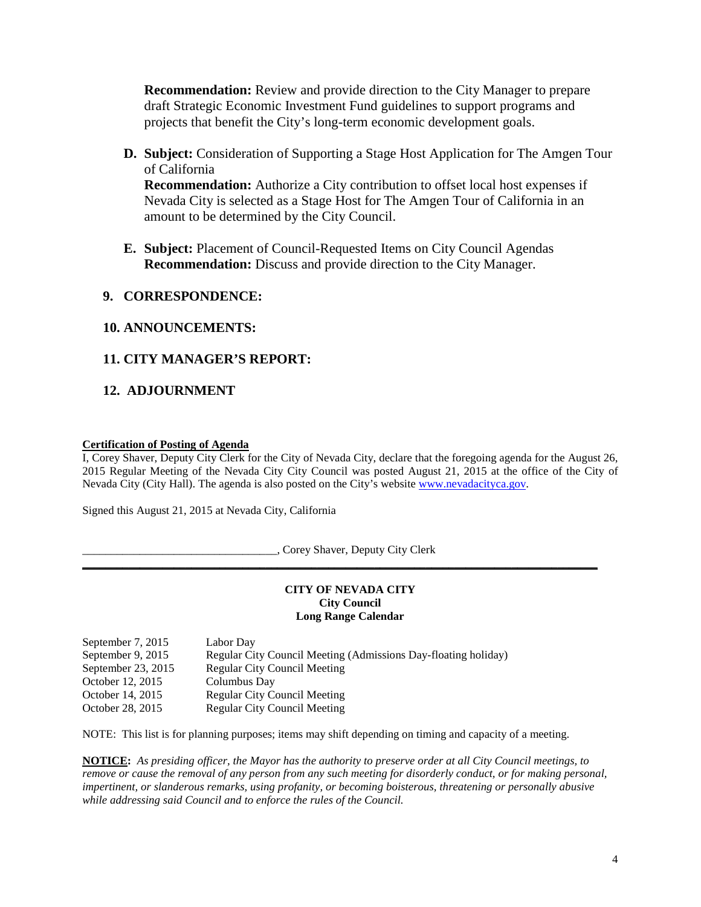**Recommendation:** Review and provide direction to the City Manager to prepare draft Strategic Economic Investment Fund guidelines to support programs and projects that benefit the City's long-term economic development goals.

**D. Subject:** Consideration of Supporting a Stage Host Application for The Amgen Tour of California
**Recommendation:** Authorize a City contribution to offset local host expenses if Nevada City is selected as a Stage Host for The Amgen Tour of California in an amount to be determined by the City Council.

**E. Subject:** Placement of Council-Requested Items on City Council Agendas
**Recommendation:** Discuss and provide direction to the City Manager.

## 9. CORRESPONDENCE:

## 10. ANNOUNCEMENTS:

## 11. CITY MANAGER'S REPORT:

## 12. ADJOURNMENT

**Certification of Posting of Agenda**

I, Corey Shaver, Deputy City Clerk for the City of Nevada City, declare that the foregoing agenda for the August 26, 2015 Regular Meeting of the Nevada City City Council was posted August 21, 2015 at the office of the City of Nevada City (City Hall). The agenda is also posted on the City's website www.nevadacityca.gov.

Signed this August 21, 2015 at Nevada City, California

_________________________________, Corey Shaver, Deputy City Clerk

---

**CITY OF NEVADA CITY**
**City Council**
**Long Range Calendar**

| | |
|---|---|
| September 7, 2015 | Labor Day |
| September 9, 2015 | Regular City Council Meeting (Admissions Day-floating holiday) |
| September 23, 2015 | Regular City Council Meeting |
| October 12, 2015 | Columbus Day |
| October 14, 2015 | Regular City Council Meeting |
| October 28, 2015 | Regular City Council Meeting |

NOTE: This list is for planning purposes; items may shift depending on timing and capacity of a meeting.

**NOTICE:** *As presiding officer, the Mayor has the authority to preserve order at all City Council meetings, to remove or cause the removal of any person from any such meeting for disorderly conduct, or for making personal, impertinent, or slanderous remarks, using profanity, or becoming boisterous, threatening or personally abusive while addressing said Council and to enforce the rules of the Council.*